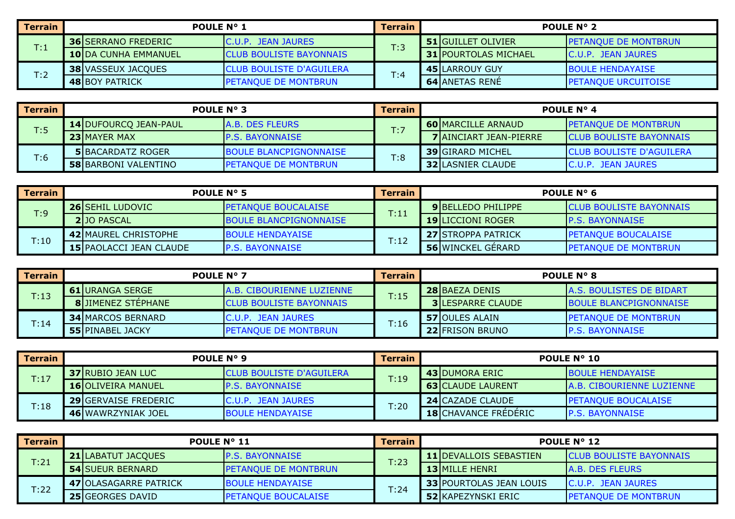| Terrain | POULE N° 1 | | |
|---|---|---|---|
| T:1 | 36 | SERRANO FREDERIC | C.U.P. JEAN JAURES |
| | 10 | DA CUNHA EMMANUEL | CLUB BOULISTE BAYONNAIS |
| T:2 | 38 | VASSEUX JACQUES | CLUB BOULISTE D'AGUILERA |
| | 48 | BOY PATRICK | PETANQUE DE MONTBRUN |

| Terrain | POULE N° 2 | | |
|---|---|---|---|
| T:3 | 51 | GUILLET OLIVIER | PETANQUE DE MONTBRUN |
| | 31 | POURTOLAS MICHAEL | C.U.P. JEAN JAURES |
| T:4 | 45 | LARROUY GUY | BOULE HENDAYAISE |
| | 64 | ANETAS RENÉ | PETANQUE URCUITOISE |

| Terrain | POULE N° 3 | | |
|---|---|---|---|
| T:5 | 14 | DUFOURCQ JEAN-PAUL | A.B. DES FLEURS |
| | 23 | MAYER MAX | P.S. BAYONNAISE |
| T:6 | 5 | BACARDATZ ROGER | BOULE BLANCPIGNONNAISE |
| | 58 | BARBONI VALENTINO | PETANQUE DE MONTBRUN |

| Terrain | POULE N° 4 | | |
|---|---|---|---|
| T:7 | 60 | MARCILLE ARNAUD | PETANQUE DE MONTBRUN |
| | 7 | AINCIART JEAN-PIERRE | CLUB BOULISTE BAYONNAIS |
| T:8 | 39 | GIRARD MICHEL | CLUB BOULISTE D'AGUILERA |
| | 32 | LASNIER CLAUDE | C.U.P. JEAN JAURES |

| Terrain | POULE N° 5 | | |
|---|---|---|---|
| T:9 | 26 | SEHIL LUDOVIC | PETANQUE BOUCALAISE |
| | 2 | JO PASCAL | BOULE BLANCPIGNONNAISE |
| T:10 | 42 | MAUREL CHRISTOPHE | BOULE HENDAYAISE |
| | 15 | PAOLACCI JEAN CLAUDE | P.S. BAYONNAISE |

| Terrain | POULE N° 6 | | |
|---|---|---|---|
| T:11 | 9 | BELLEDO PHILIPPE | CLUB BOULISTE BAYONNAIS |
| | 19 | LICCIONI ROGER | P.S. BAYONNAISE |
| T:12 | 27 | STROPPA PATRICK | PETANQUE BOUCALAISE |
| | 56 | WINCKEL GÉRARD | PETANQUE DE MONTBRUN |

| Terrain | POULE N° 7 | | |
|---|---|---|---|
| T:13 | 61 | URANGA SERGE | A.B. CIBOURIENNE LUZIENNE |
| | 8 | JIMENEZ STÉPHANE | CLUB BOULISTE BAYONNAIS |
| T:14 | 34 | MARCOS BERNARD | C.U.P. JEAN JAURES |
| | 55 | PINABEL JACKY | PETANQUE DE MONTBRUN |

| Terrain | POULE N° 8 | | |
|---|---|---|---|
| T:15 | 28 | BAEZA DENIS | A.S. BOULISTES DE BIDART |
| | 3 | LESPARRE CLAUDE | BOULE BLANCPIGNONNAISE |
| T:16 | 57 | OULES ALAIN | PETANQUE DE MONTBRUN |
| | 22 | FRISON BRUNO | P.S. BAYONNAISE |

| Terrain | POULE N° 9 | | |
|---|---|---|---|
| T:17 | 37 | RUBIO JEAN LUC | CLUB BOULISTE D'AGUILERA |
| | 16 | OLIVEIRA MANUEL | P.S. BAYONNAISE |
| T:18 | 29 | GERVAISE FREDERIC | C.U.P. JEAN JAURES |
| | 46 | WAWRZYNIAK JOEL | BOULE HENDAYAISE |

| Terrain | POULE N° 10 | | |
|---|---|---|---|
| T:19 | 43 | DUMORA ERIC | BOULE HENDAYAISE |
| | 63 | CLAUDE LAURENT | A.B. CIBOURIENNE LUZIENNE |
| T:20 | 24 | CAZADE CLAUDE | PETANQUE BOUCALAISE |
| | 18 | CHAVANCE FRÉDÉRIC | P.S. BAYONNAISE |

| Terrain | POULE N° 11 | | |
|---|---|---|---|
| T:21 | 21 | LABATUT JACQUES | P.S. BAYONNAISE |
| | 54 | SUEUR BERNARD | PETANQUE DE MONTBRUN |
| T:22 | 47 | OLASAGARRE PATRICK | BOULE HENDAYAISE |
| | 25 | GEORGES DAVID | PETANQUE BOUCALAISE |

| Terrain | POULE N° 12 | | |
|---|---|---|---|
| T:23 | 11 | DEVALLOIS SEBASTIEN | CLUB BOULISTE BAYONNAIS |
| | 13 | MILLE HENRI | A.B. DES FLEURS |
| T:24 | 33 | POURTOLAS JEAN LOUIS | C.U.P. JEAN JAURES |
| | 52 | KAPEZYNSKI ERIC | PETANQUE DE MONTBRUN |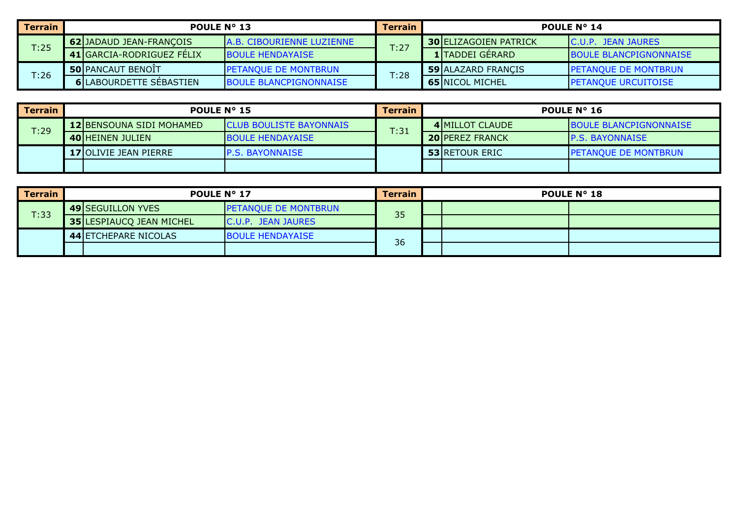| Terrain | POULE N° 13 | | | Terrain | POULE N° 14 | | |
|---|---|---|---|---|---|---|---|
| T:25 | **62** | JADAUD JEAN-FRANÇOIS | A.B. CIBOURIENNE LUZIENNE | T:27 | **30** | ELIZAGOIEN PATRICK | C.U.P. JEAN JAURES |
| | **41** | GARCIA-RODRIGUEZ FÉLIX | BOULE HENDAYAISE | | **1** | TADDEI GÉRARD | BOULE BLANCPIGNONNAISE |
| T:26 | **50** | PANCAUT BENOÎT | PETANQUE DE MONTBRUN | T:28 | **59** | ALAZARD FRANÇIS | PETANQUE DE MONTBRUN |
| | **6** | LABOURDETTE SÉBASTIEN | BOULE BLANCPIGNONNAISE | | **65** | NICOL MICHEL | PETANQUE URCUITOISE |

| Terrain | POULE N° 15 | | | Terrain | POULE N° 16 | | |
|---|---|---|---|---|---|---|---|
| T:29 | **12** | BENSOUNA SIDI MOHAMED | CLUB BOULISTE BAYONNAIS | T:31 | **4** | MILLOT CLAUDE | BOULE BLANCPIGNONNAISE |
| | **40** | HEINEN JULIEN | BOULE HENDAYAISE | | **20** | PEREZ FRANCK | P.S. BAYONNAISE |
| | **17** | OLIVIE JEAN PIERRE | P.S. BAYONNAISE | | **53** | RETOUR ERIC | PETANQUE DE MONTBRUN |
| | | | | | | | |

| Terrain | POULE N° 17 | | | Terrain | POULE N° 18 | | |
|---|---|---|---|---|---|---|---|
| T:33 | **49** | SEGUILLON YVES | PETANQUE DE MONTBRUN | 35 | | | |
| | **35** | LESPIAUCQ JEAN MICHEL | C.U.P. JEAN JAURES | | | | |
| | **44** | ETCHEPARE NICOLAS | BOULE HENDAYAISE | 36 | | | |
| | | | | | | | |